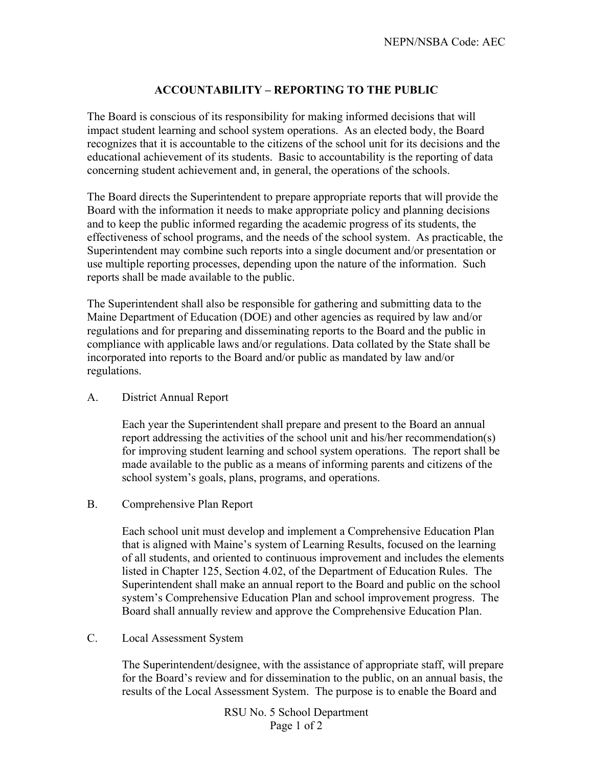# ACCOUNTABILITY – REPORTING TO THE PUBLIC

The Board is conscious of its responsibility for making informed decisions that will impact student learning and school system operations. As an elected body, the Board recognizes that it is accountable to the citizens of the school unit for its decisions and the educational achievement of its students. Basic to accountability is the reporting of data concerning student achievement and, in general, the operations of the schools.

The Board directs the Superintendent to prepare appropriate reports that will provide the Board with the information it needs to make appropriate policy and planning decisions and to keep the public informed regarding the academic progress of its students, the effectiveness of school programs, and the needs of the school system. As practicable, the Superintendent may combine such reports into a single document and/or presentation or use multiple reporting processes, depending upon the nature of the information. Such reports shall be made available to the public.

The Superintendent shall also be responsible for gathering and submitting data to the Maine Department of Education (DOE) and other agencies as required by law and/or regulations and for preparing and disseminating reports to the Board and the public in compliance with applicable laws and/or regulations. Data collated by the State shall be incorporated into reports to the Board and/or public as mandated by law and/or regulations.

A. District Annual Report

Each year the Superintendent shall prepare and present to the Board an annual report addressing the activities of the school unit and his/her recommendation(s) for improving student learning and school system operations. The report shall be made available to the public as a means of informing parents and citizens of the school system's goals, plans, programs, and operations.

B. Comprehensive Plan Report

Each school unit must develop and implement a Comprehensive Education Plan that is aligned with Maine's system of Learning Results, focused on the learning of all students, and oriented to continuous improvement and includes the elements listed in Chapter 125, Section 4.02, of the Department of Education Rules. The Superintendent shall make an annual report to the Board and public on the school system's Comprehensive Education Plan and school improvement progress. The Board shall annually review and approve the Comprehensive Education Plan.

C. Local Assessment System

The Superintendent/designee, with the assistance of appropriate staff, will prepare for the Board's review and for dissemination to the public, on an annual basis, the results of the Local Assessment System. The purpose is to enable the Board and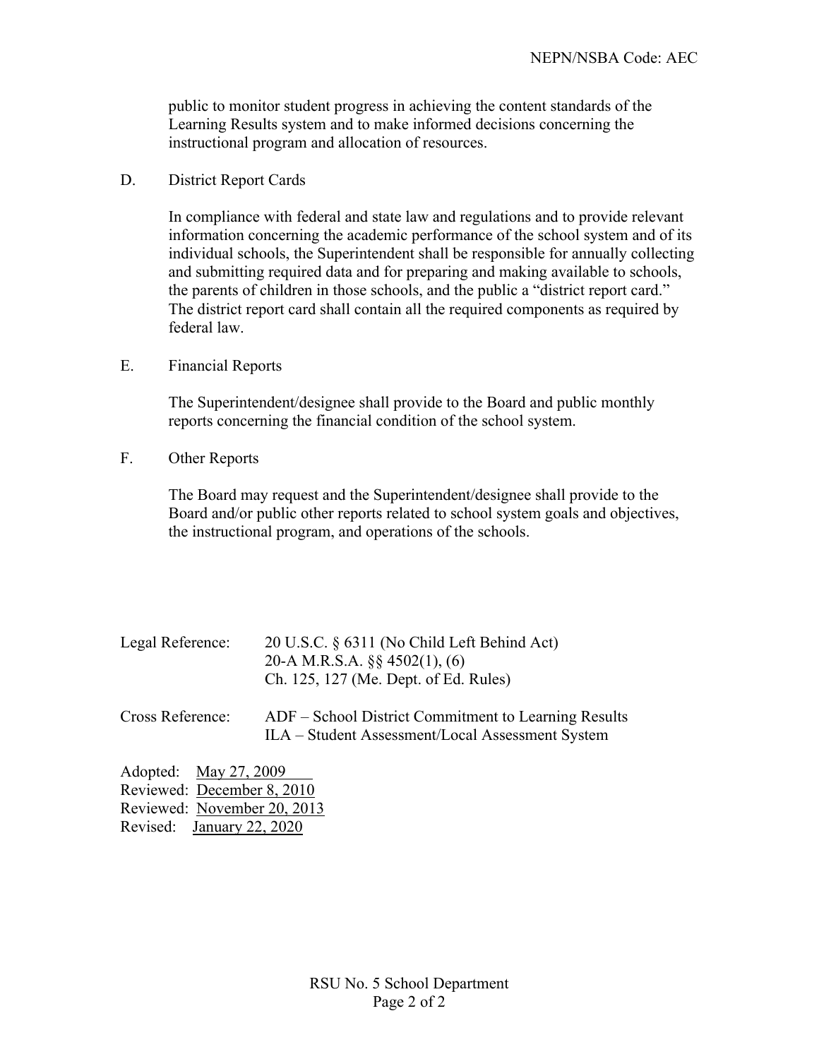public to monitor student progress in achieving the content standards of the Learning Results system and to make informed decisions concerning the instructional program and allocation of resources.

D. District Report Cards

In compliance with federal and state law and regulations and to provide relevant information concerning the academic performance of the school system and of its individual schools, the Superintendent shall be responsible for annually collecting and submitting required data and for preparing and making available to schools, the parents of children in those schools, and the public a "district report card." The district report card shall contain all the required components as required by federal law.

E. Financial Reports

The Superintendent/designee shall provide to the Board and public monthly reports concerning the financial condition of the school system.

F. Other Reports

The Board may request and the Superintendent/designee shall provide to the Board and/or public other reports related to school system goals and objectives, the instructional program, and operations of the schools.

Legal Reference: 20 U.S.C. § 6311 (No Child Left Behind Act)
20-A M.R.S.A. §§ 4502(1), (6)
Ch. 125, 127 (Me. Dept. of Ed. Rules)

Cross Reference: ADF – School District Commitment to Learning Results
ILA – Student Assessment/Local Assessment System

Adopted: May 27, 2009
Reviewed: December 8, 2010
Reviewed: November 20, 2013
Revised: January 22, 2020